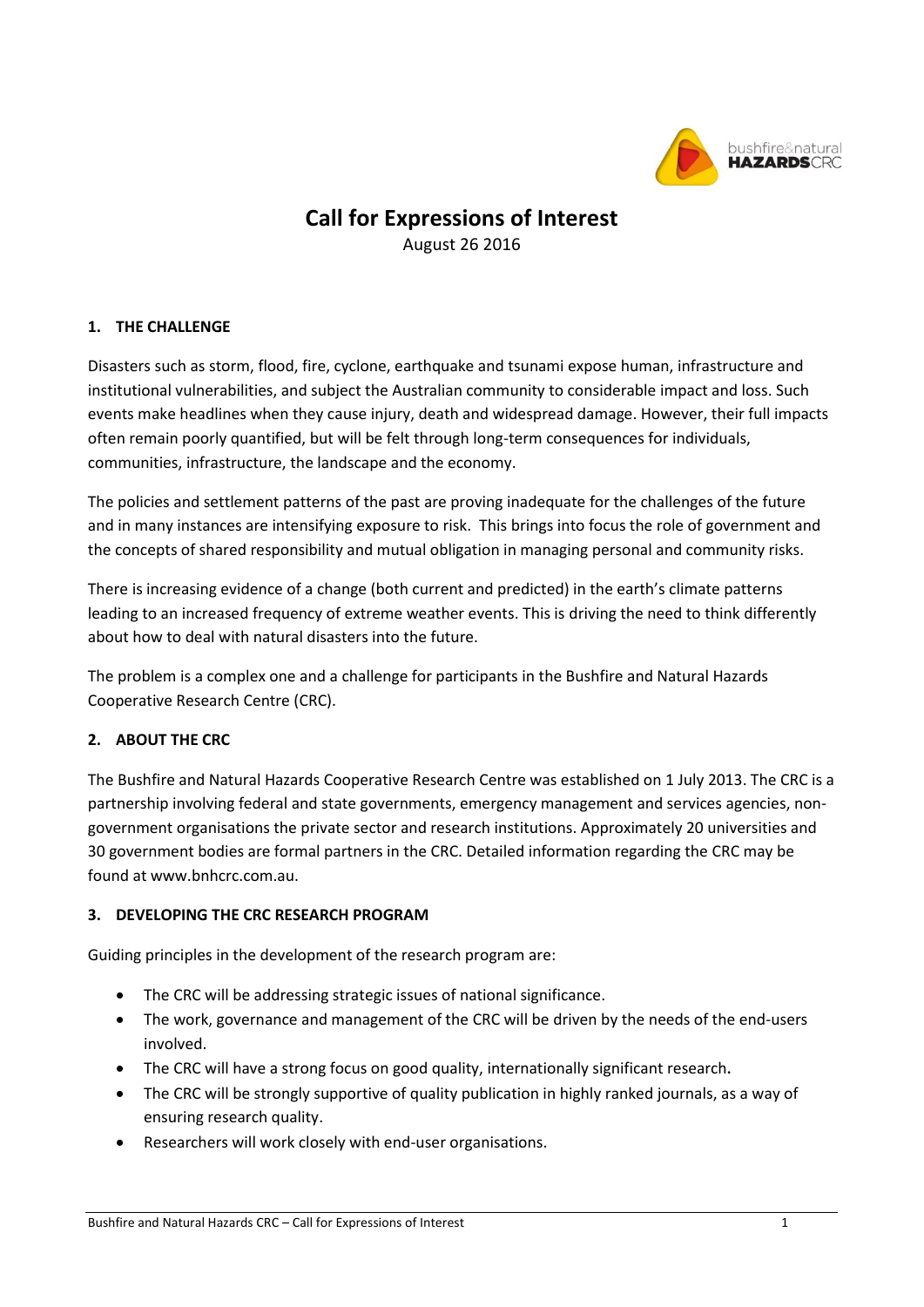# Call for Expressions of Interest

August 26 2016

## 1. THE CHALLENGE

Disasters such as storm, flood, fire, cyclone, earthquake and tsunami expose human, infrastructure and institutional vulnerabilities, and subject the Australian community to considerable impact and loss. Such events make headlines when they cause injury, death and widespread damage. However, their full impacts often remain poorly quantified, but will be felt through long-term consequences for individuals, communities, infrastructure, the landscape and the economy.

The policies and settlement patterns of the past are proving inadequate for the challenges of the future and in many instances are intensifying exposure to risk. This brings into focus the role of government and the concepts of shared responsibility and mutual obligation in managing personal and community risks.

There is increasing evidence of a change (both current and predicted) in the earth's climate patterns leading to an increased frequency of extreme weather events. This is driving the need to think differently about how to deal with natural disasters into the future.

The problem is a complex one and a challenge for participants in the Bushfire and Natural Hazards Cooperative Research Centre (CRC).

## 2. ABOUT THE CRC

The Bushfire and Natural Hazards Cooperative Research Centre was established on 1 July 2013. The CRC is a partnership involving federal and state governments, emergency management and services agencies, non-government organisations the private sector and research institutions. Approximately 20 universities and 30 government bodies are formal partners in the CRC. Detailed information regarding the CRC may be found at www.bnhcrc.com.au.

## 3. DEVELOPING THE CRC RESEARCH PROGRAM

Guiding principles in the development of the research program are:

- The CRC will be addressing strategic issues of national significance.
- The work, governance and management of the CRC will be driven by the needs of the end-users involved.
- The CRC will have a strong focus on good quality, internationally significant research**.**
- The CRC will be strongly supportive of quality publication in highly ranked journals, as a way of ensuring research quality.
- Researchers will work closely with end-user organisations.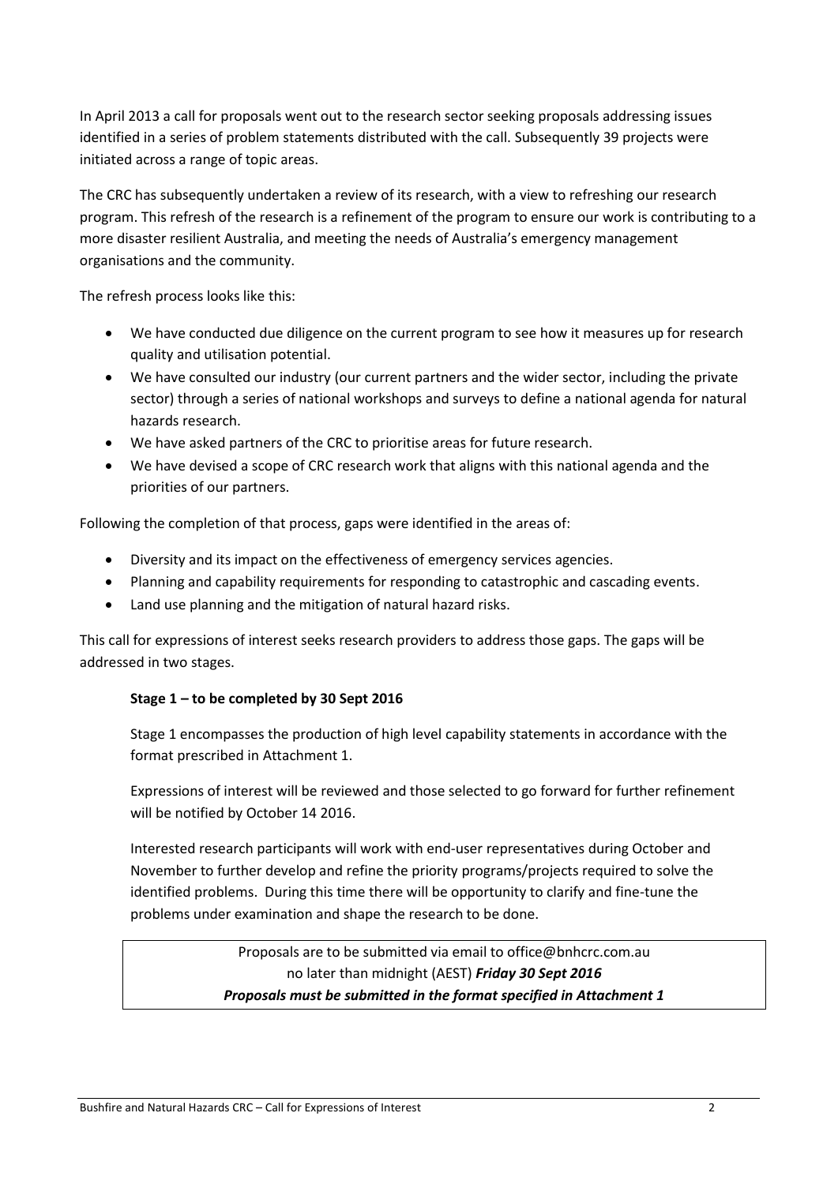In April 2013 a call for proposals went out to the research sector seeking proposals addressing issues identified in a series of problem statements distributed with the call. Subsequently 39 projects were initiated across a range of topic areas.

The CRC has subsequently undertaken a review of its research, with a view to refreshing our research program. This refresh of the research is a refinement of the program to ensure our work is contributing to a more disaster resilient Australia, and meeting the needs of Australia's emergency management organisations and the community.

The refresh process looks like this:

- We have conducted due diligence on the current program to see how it measures up for research quality and utilisation potential.
- We have consulted our industry (our current partners and the wider sector, including the private sector) through a series of national workshops and surveys to define a national agenda for natural hazards research.
- We have asked partners of the CRC to prioritise areas for future research.
- We have devised a scope of CRC research work that aligns with this national agenda and the priorities of our partners.

Following the completion of that process, gaps were identified in the areas of:

- Diversity and its impact on the effectiveness of emergency services agencies.
- Planning and capability requirements for responding to catastrophic and cascading events.
- Land use planning and the mitigation of natural hazard risks.

This call for expressions of interest seeks research providers to address those gaps. The gaps will be addressed in two stages.

**Stage 1 – to be completed by 30 Sept 2016**

Stage 1 encompasses the production of high level capability statements in accordance with the format prescribed in Attachment 1.

Expressions of interest will be reviewed and those selected to go forward for further refinement will be notified by October 14 2016.

Interested research participants will work with end-user representatives during October and November to further develop and refine the priority programs/projects required to solve the identified problems. During this time there will be opportunity to clarify and fine-tune the problems under examination and shape the research to be done.

> Proposals are to be submitted via email to office@bnhcrc.com.au
> no later than midnight (AEST) ***Friday 30 Sept 2016***
> ***Proposals must be submitted in the format specified in Attachment 1***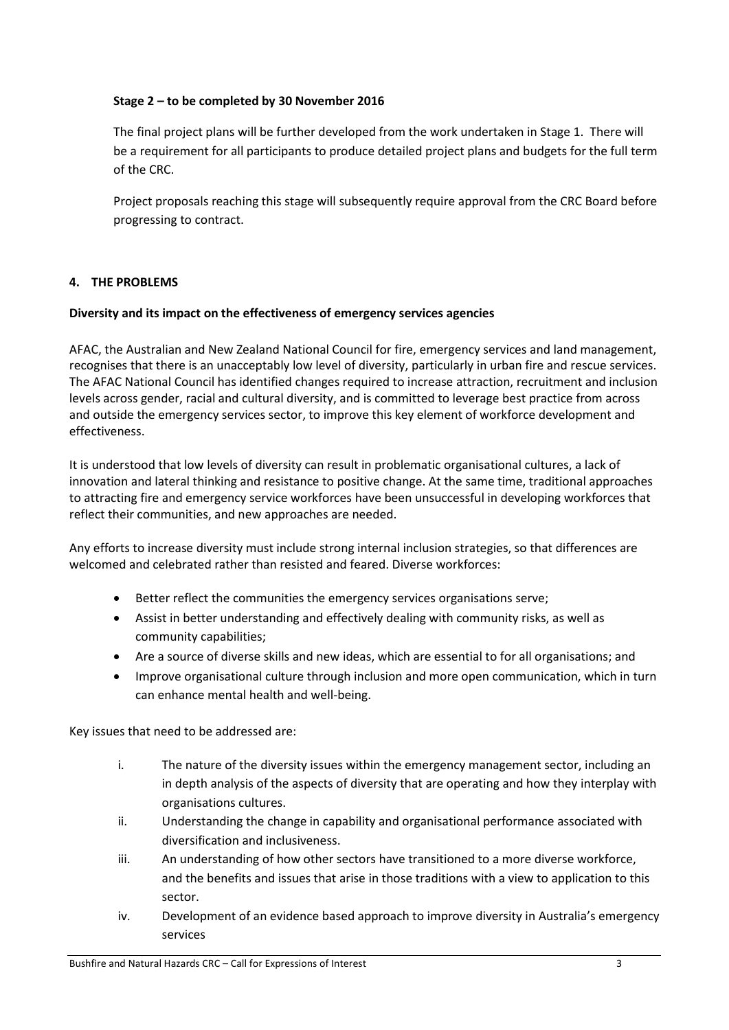**Stage 2 – to be completed by 30 November 2016**

The final project plans will be further developed from the work undertaken in Stage 1. There will be a requirement for all participants to produce detailed project plans and budgets for the full term of the CRC.

Project proposals reaching this stage will subsequently require approval from the CRC Board before progressing to contract.

## 4. THE PROBLEMS

**Diversity and its impact on the effectiveness of emergency services agencies**

AFAC, the Australian and New Zealand National Council for fire, emergency services and land management, recognises that there is an unacceptably low level of diversity, particularly in urban fire and rescue services. The AFAC National Council has identified changes required to increase attraction, recruitment and inclusion levels across gender, racial and cultural diversity, and is committed to leverage best practice from across and outside the emergency services sector, to improve this key element of workforce development and effectiveness.

It is understood that low levels of diversity can result in problematic organisational cultures, a lack of innovation and lateral thinking and resistance to positive change. At the same time, traditional approaches to attracting fire and emergency service workforces have been unsuccessful in developing workforces that reflect their communities, and new approaches are needed.

Any efforts to increase diversity must include strong internal inclusion strategies, so that differences are welcomed and celebrated rather than resisted and feared. Diverse workforces:

- Better reflect the communities the emergency services organisations serve;
- Assist in better understanding and effectively dealing with community risks, as well as community capabilities;
- Are a source of diverse skills and new ideas, which are essential to for all organisations; and
- Improve organisational culture through inclusion and more open communication, which in turn can enhance mental health and well-being.

Key issues that need to be addressed are:

i. The nature of the diversity issues within the emergency management sector, including an in depth analysis of the aspects of diversity that are operating and how they interplay with organisations cultures.

ii. Understanding the change in capability and organisational performance associated with diversification and inclusiveness.

iii. An understanding of how other sectors have transitioned to a more diverse workforce, and the benefits and issues that arise in those traditions with a view to application to this sector.

iv. Development of an evidence based approach to improve diversity in Australia's emergency services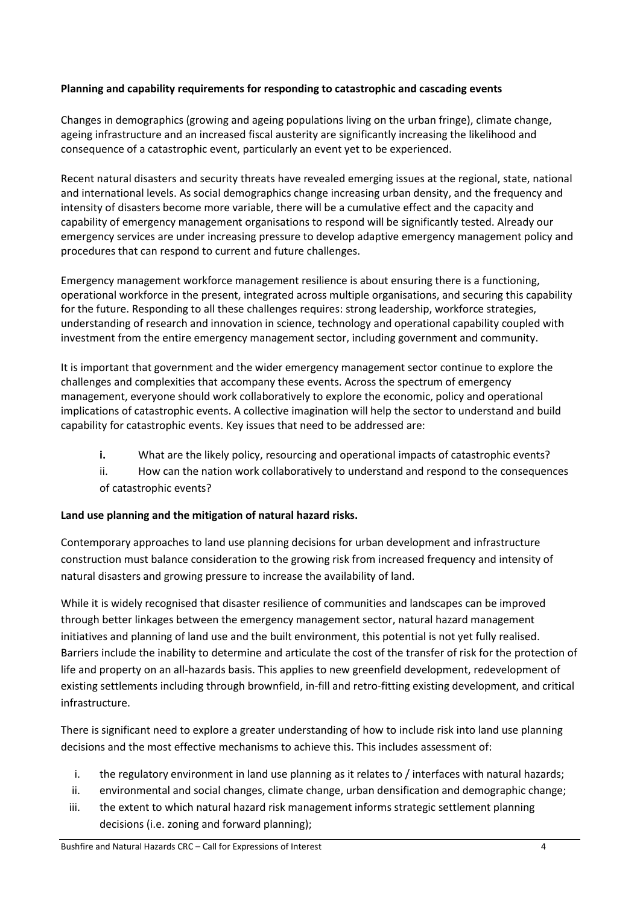**Planning and capability requirements for responding to catastrophic and cascading events**

Changes in demographics (growing and ageing populations living on the urban fringe), climate change, ageing infrastructure and an increased fiscal austerity are significantly increasing the likelihood and consequence of a catastrophic event, particularly an event yet to be experienced.

Recent natural disasters and security threats have revealed emerging issues at the regional, state, national and international levels. As social demographics change increasing urban density, and the frequency and intensity of disasters become more variable, there will be a cumulative effect and the capacity and capability of emergency management organisations to respond will be significantly tested. Already our emergency services are under increasing pressure to develop adaptive emergency management policy and procedures that can respond to current and future challenges.

Emergency management workforce management resilience is about ensuring there is a functioning, operational workforce in the present, integrated across multiple organisations, and securing this capability for the future. Responding to all these challenges requires: strong leadership, workforce strategies, understanding of research and innovation in science, technology and operational capability coupled with investment from the entire emergency management sector, including government and community.

It is important that government and the wider emergency management sector continue to explore the challenges and complexities that accompany these events. Across the spectrum of emergency management, everyone should work collaboratively to explore the economic, policy and operational implications of catastrophic events. A collective imagination will help the sector to understand and build capability for catastrophic events. Key issues that need to be addressed are:

- **i.** What are the likely policy, resourcing and operational impacts of catastrophic events?
- ii. How can the nation work collaboratively to understand and respond to the consequences of catastrophic events?

**Land use planning and the mitigation of natural hazard risks.**

Contemporary approaches to land use planning decisions for urban development and infrastructure construction must balance consideration to the growing risk from increased frequency and intensity of natural disasters and growing pressure to increase the availability of land.

While it is widely recognised that disaster resilience of communities and landscapes can be improved through better linkages between the emergency management sector, natural hazard management initiatives and planning of land use and the built environment, this potential is not yet fully realised. Barriers include the inability to determine and articulate the cost of the transfer of risk for the protection of life and property on an all-hazards basis. This applies to new greenfield development, redevelopment of existing settlements including through brownfield, in-fill and retro-fitting existing development, and critical infrastructure.

There is significant need to explore a greater understanding of how to include risk into land use planning decisions and the most effective mechanisms to achieve this. This includes assessment of:

- i. the regulatory environment in land use planning as it relates to / interfaces with natural hazards;
- ii. environmental and social changes, climate change, urban densification and demographic change;
- iii. the extent to which natural hazard risk management informs strategic settlement planning decisions (i.e. zoning and forward planning);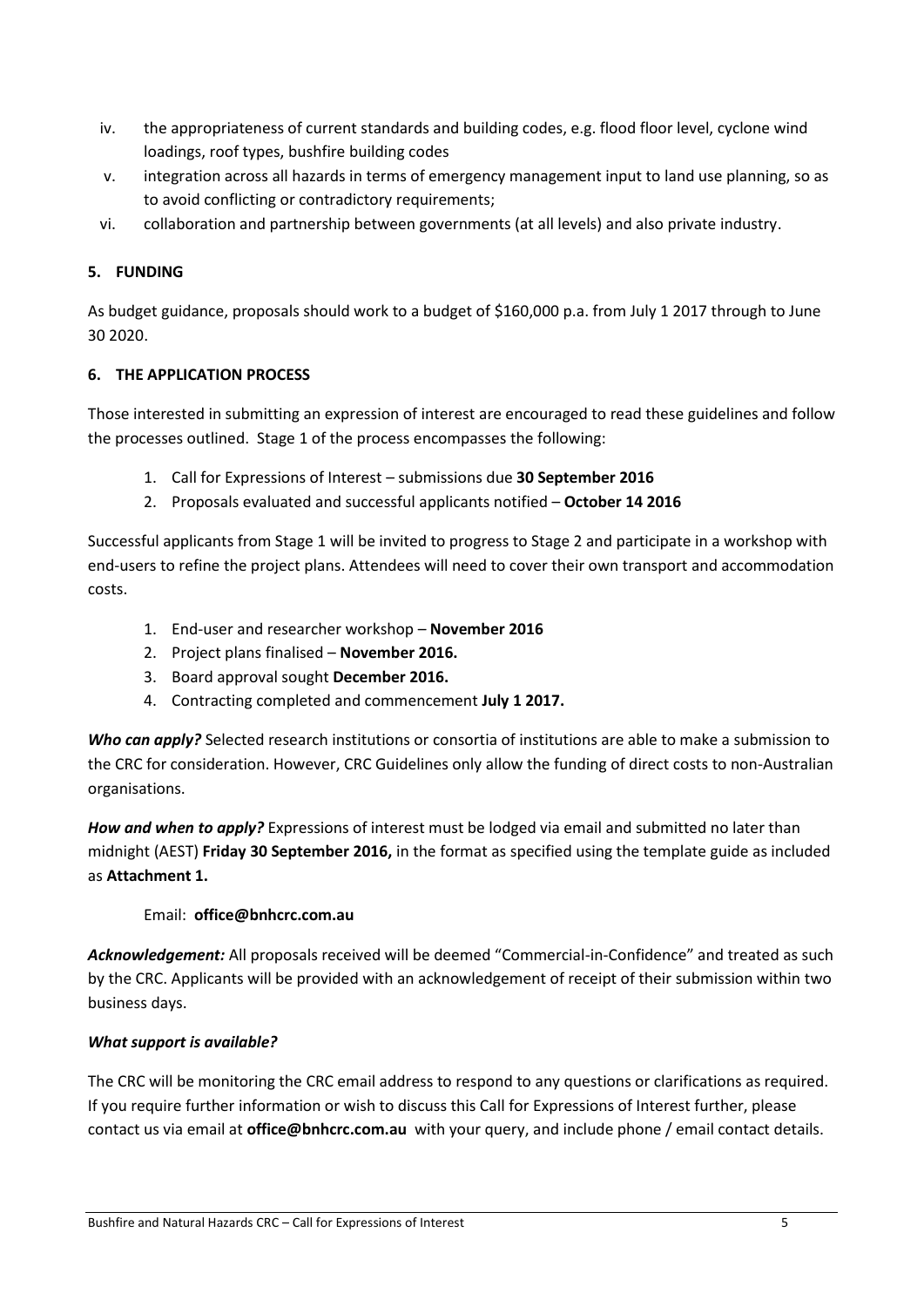iv. the appropriateness of current standards and building codes, e.g. flood floor level, cyclone wind loadings, roof types, bushfire building codes
v. integration across all hazards in terms of emergency management input to land use planning, so as to avoid conflicting or contradictory requirements;
vi. collaboration and partnership between governments (at all levels) and also private industry.

## 5. FUNDING

As budget guidance, proposals should work to a budget of $160,000 p.a. from July 1 2017 through to June 30 2020.

## 6. THE APPLICATION PROCESS

Those interested in submitting an expression of interest are encouraged to read these guidelines and follow the processes outlined. Stage 1 of the process encompasses the following:

1. Call for Expressions of Interest – submissions due **30 September 2016**
2. Proposals evaluated and successful applicants notified – **October 14 2016**

Successful applicants from Stage 1 will be invited to progress to Stage 2 and participate in a workshop with end-users to refine the project plans. Attendees will need to cover their own transport and accommodation costs.

1. End-user and researcher workshop – **November 2016**
2. Project plans finalised – **November 2016.**
3. Board approval sought **December 2016.**
4. Contracting completed and commencement **July 1 2017.**

***Who can apply?*** Selected research institutions or consortia of institutions are able to make a submission to the CRC for consideration. However, CRC Guidelines only allow the funding of direct costs to non-Australian organisations.

***How and when to apply?*** Expressions of interest must be lodged via email and submitted no later than midnight (AEST) **Friday 30 September 2016,** in the format as specified using the template guide as included as **Attachment 1.**

Email: **office@bnhcrc.com.au**

***Acknowledgement:*** All proposals received will be deemed "Commercial-in-Confidence" and treated as such by the CRC. Applicants will be provided with an acknowledgement of receipt of their submission within two business days.

***What support is available?***

The CRC will be monitoring the CRC email address to respond to any questions or clarifications as required. If you require further information or wish to discuss this Call for Expressions of Interest further, please contact us via email at **office@bnhcrc.com.au** with your query, and include phone / email contact details.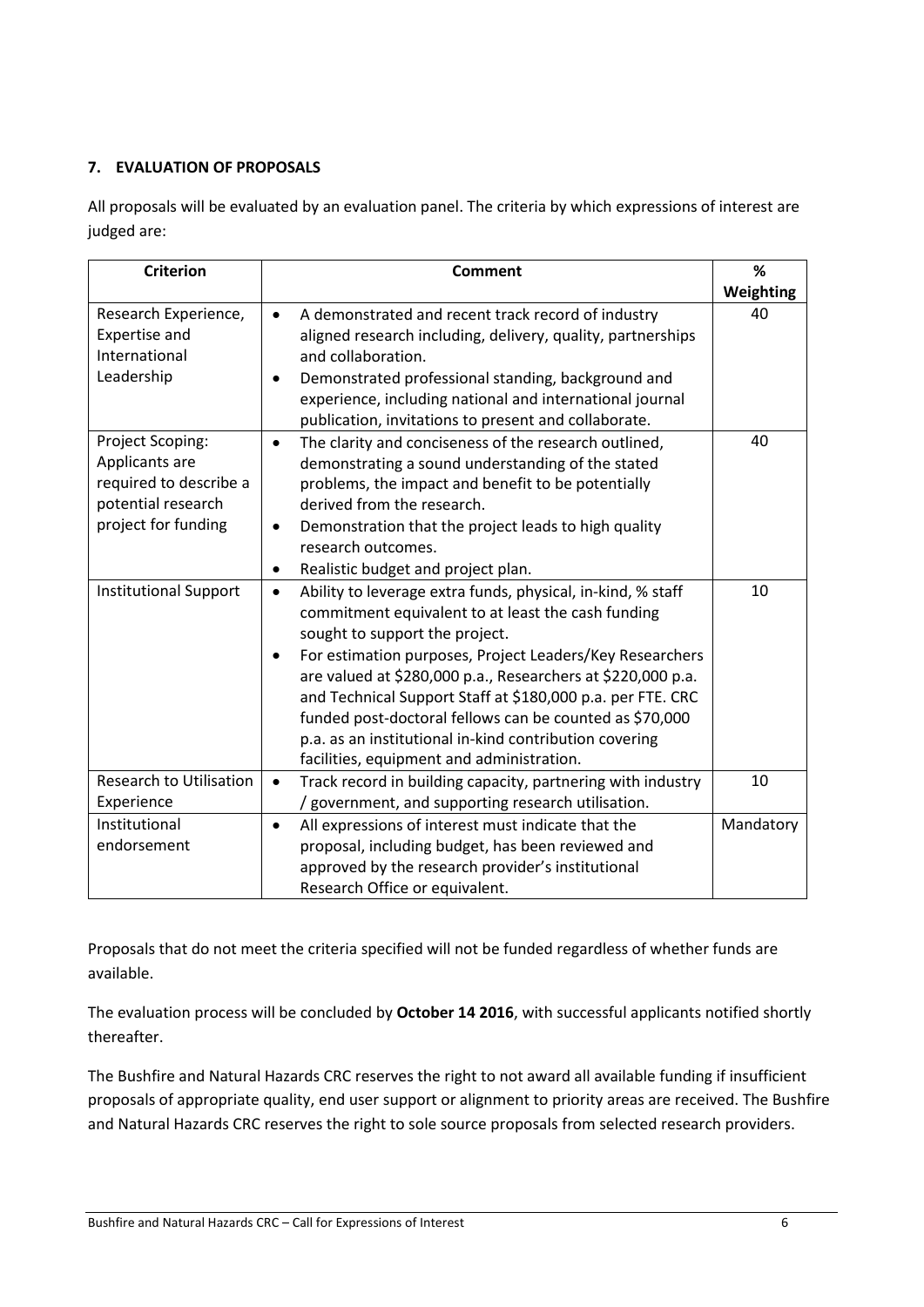**7. EVALUATION OF PROPOSALS**

All proposals will be evaluated by an evaluation panel. The criteria by which expressions of interest are judged are:

| Criterion | Comment | % Weighting |
|---|---|---|
| Research Experience, Expertise and International Leadership | • A demonstrated and recent track record of industry aligned research including, delivery, quality, partnerships and collaboration.<br>• Demonstrated professional standing, background and experience, including national and international journal publication, invitations to present and collaborate. | 40 |
| Project Scoping: Applicants are required to describe a potential research project for funding | • The clarity and conciseness of the research outlined, demonstrating a sound understanding of the stated problems, the impact and benefit to be potentially derived from the research.<br>• Demonstration that the project leads to high quality research outcomes.<br>• Realistic budget and project plan. | 40 |
| Institutional Support | • Ability to leverage extra funds, physical, in-kind, % staff commitment equivalent to at least the cash funding sought to support the project.<br>• For estimation purposes, Project Leaders/Key Researchers are valued at \$280,000 p.a., Researchers at \$220,000 p.a. and Technical Support Staff at \$180,000 p.a. per FTE. CRC funded post-doctoral fellows can be counted as \$70,000 p.a. as an institutional in-kind contribution covering facilities, equipment and administration. | 10 |
| Research to Utilisation Experience | • Track record in building capacity, partnering with industry / government, and supporting research utilisation. | 10 |
| Institutional endorsement | • All expressions of interest must indicate that the proposal, including budget, has been reviewed and approved by the research provider's institutional Research Office or equivalent. | Mandatory |

Proposals that do not meet the criteria specified will not be funded regardless of whether funds are available.

The evaluation process will be concluded by **October 14 2016**, with successful applicants notified shortly thereafter.

The Bushfire and Natural Hazards CRC reserves the right to not award all available funding if insufficient proposals of appropriate quality, end user support or alignment to priority areas are received. The Bushfire and Natural Hazards CRC reserves the right to sole source proposals from selected research providers.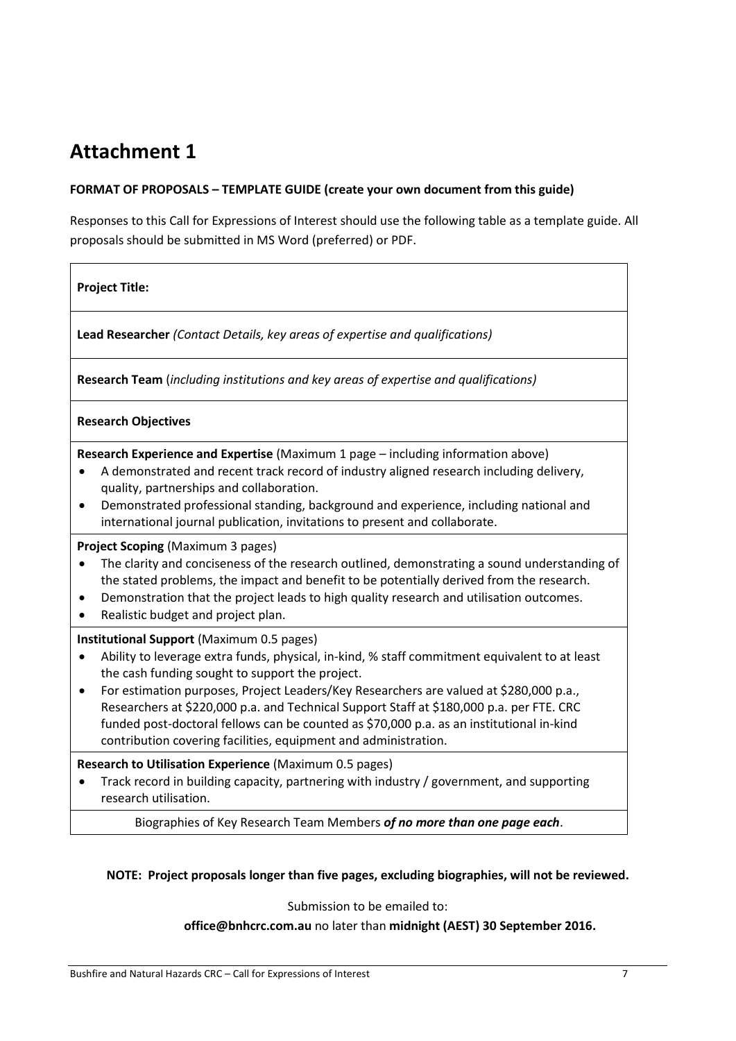# Attachment 1

**FORMAT OF PROPOSALS – TEMPLATE GUIDE (create your own document from this guide)**

Responses to this Call for Expressions of Interest should use the following table as a template guide. All proposals should be submitted in MS Word (preferred) or PDF.

| |
|---|
| **Project Title:** |
| **Lead Researcher** *(Contact Details, key areas of expertise and qualifications)* |
| **Research Team** (*including institutions and key areas of expertise and qualifications)* |
| **Research Objectives** |
| **Research Experience and Expertise** (Maximum 1 page – including information above)<br>• A demonstrated and recent track record of industry aligned research including delivery, quality, partnerships and collaboration.<br>• Demonstrated professional standing, background and experience, including national and international journal publication, invitations to present and collaborate. |
| **Project Scoping** (Maximum 3 pages)<br>• The clarity and conciseness of the research outlined, demonstrating a sound understanding of the stated problems, the impact and benefit to be potentially derived from the research.<br>• Demonstration that the project leads to high quality research and utilisation outcomes.<br>• Realistic budget and project plan. |
| **Institutional Support** (Maximum 0.5 pages)<br>• Ability to leverage extra funds, physical, in-kind, % staff commitment equivalent to at least the cash funding sought to support the project.<br>• For estimation purposes, Project Leaders/Key Researchers are valued at \$280,000 p.a., Researchers at \$220,000 p.a. and Technical Support Staff at \$180,000 p.a. per FTE. CRC funded post-doctoral fellows can be counted as \$70,000 p.a. as an institutional in-kind contribution covering facilities, equipment and administration. |
| **Research to Utilisation Experience** (Maximum 0.5 pages)<br>• Track record in building capacity, partnering with industry / government, and supporting research utilisation. |
| Biographies of Key Research Team Members ***of no more than one page each***. |

**NOTE: Project proposals longer than five pages, excluding biographies, will not be reviewed.**

Submission to be emailed to:

**office@bnhcrc.com.au** no later than **midnight (AEST) 30 September 2016.**